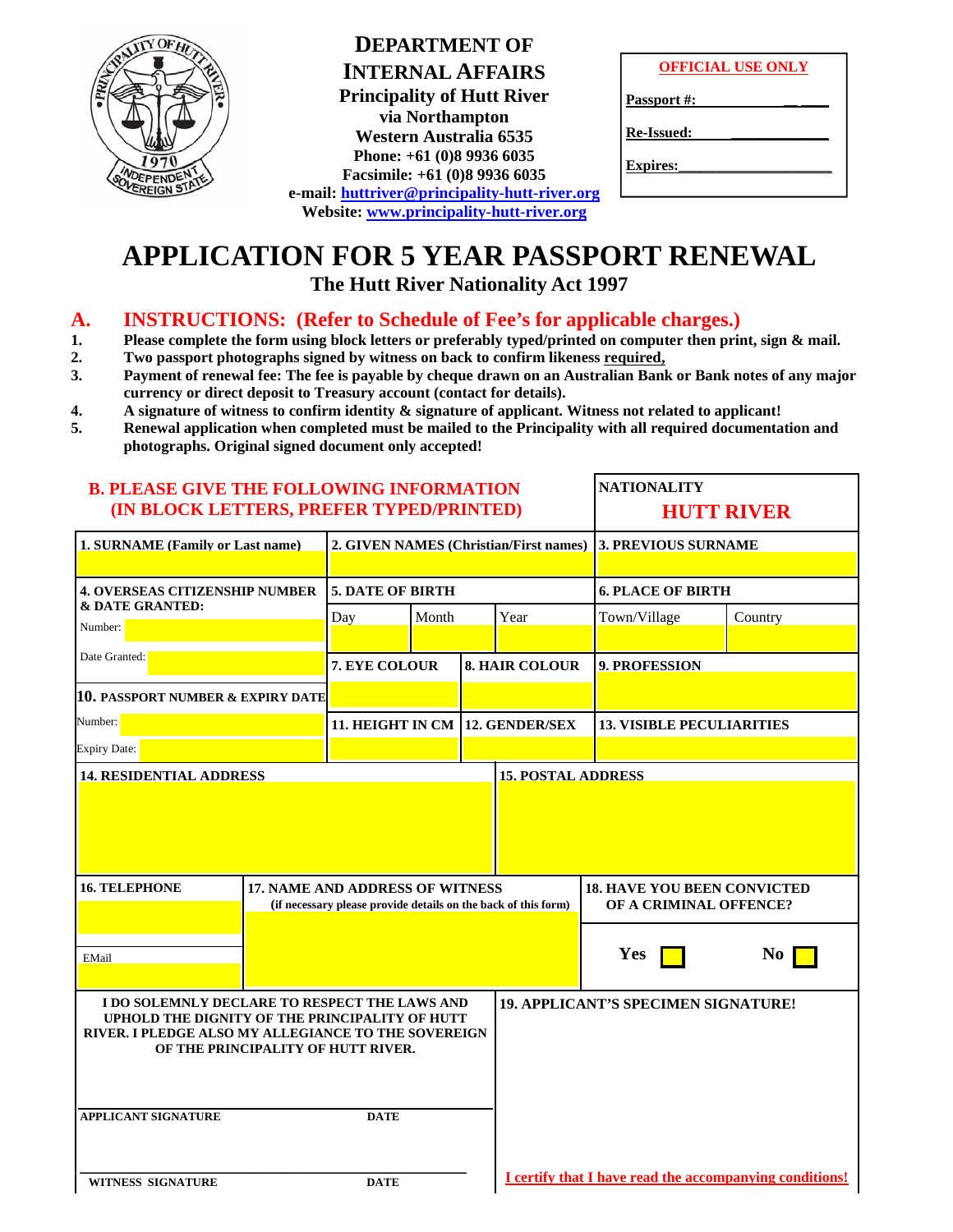**DEPARTMENT OF INTERNAL AFFAIRS**
**Principality of Hutt River**
**via Northampton**
**Western Australia 6535**
**Phone: +61 (0)8 9936 6035**
**Facsimile: +61 (0)8 9936 6035**
**e-mail: huttriver@principality-hutt-river.org**
**Website: www.principality-hutt-river.org**

| OFFICIAL USE ONLY |
|---|
| Passport #: |
| Re-Issued: |
| Expires: |

# APPLICATION FOR 5 YEAR PASSPORT RENEWAL

## The Hutt River Nationality Act 1997

## A. INSTRUCTIONS: (Refer to Schedule of Fee's for applicable charges.)

1. **Please complete the form using block letters or preferably typed/printed on computer then print, sign & mail.**
2. **Two passport photographs signed by witness on back to confirm likeness required,**
3. **Payment of renewal fee: The fee is payable by cheque drawn on an Australian Bank or Bank notes of any major currency or direct deposit to Treasury account (contact for details).**
4. **A signature of witness to confirm identity & signature of applicant. Witness not related to applicant!**
5. **Renewal application when completed must be mailed to the Principality with all required documentation and photographs. Original signed document only accepted!**

## B. PLEASE GIVE THE FOLLOWING INFORMATION (IN BLOCK LETTERS, PREFER TYPED/PRINTED)

**NATIONALITY: HUTT RIVER**

| 1. SURNAME (Family or Last name) | 2. GIVEN NAMES (Christian/First names) | | | 3. PREVIOUS SURNAME | |
|---|---|---|---|---|---|
| | | | | | |
| **4. OVERSEAS CITIZENSHIP NUMBER & DATE GRANTED:** | **5. DATE OF BIRTH** | | | **6. PLACE OF BIRTH** | |
| Number: | Day | Month | Year | Town/Village | Country |
| Date Granted: | **7. EYE COLOUR** | | **8. HAIR COLOUR** | **9. PROFESSION** | |
| **10. PASSPORT NUMBER & EXPIRY DATE** | | | | | |
| Number: | **11. HEIGHT IN CM** | | **12. GENDER/SEX** | **13. VISIBLE PECULIARITIES** | |
| Expiry Date: | | | | | |

| 14. RESIDENTIAL ADDRESS | 15. POSTAL ADDRESS |
|---|---|
| | |

| 16. TELEPHONE | 17. NAME AND ADDRESS OF WITNESS (if necessary please provide details on the back of this form) | 18. HAVE YOU BEEN CONVICTED OF A CRIMINAL OFFENCE? |
|---|---|---|
| | | |
| EMail | | Yes ☐ No ☐ |

**I DO SOLEMNLY DECLARE TO RESPECT THE LAWS AND UPHOLD THE DIGNITY OF THE PRINCIPALITY OF HUTT RIVER. I PLEDGE ALSO MY ALLEGIANCE TO THE SOVEREIGN OF THE PRINCIPALITY OF HUTT RIVER.**

**19. APPLICANT'S SPECIMEN SIGNATURE!**

**APPLICANT SIGNATURE** **DATE**

**WITNESS SIGNATURE** **DATE**

I certify that I have read the accompanying conditions!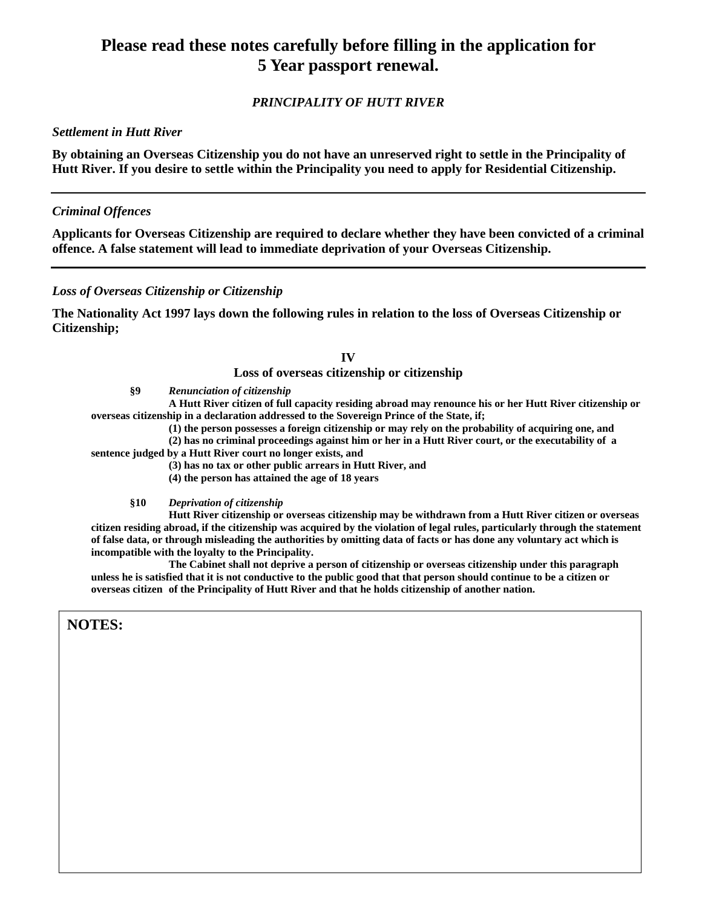# Please read these notes carefully before filling in the application for 5 Year passport renewal.

***PRINCIPALITY OF HUTT RIVER***

***Settlement in Hutt River***

**By obtaining an Overseas Citizenship you do not have an unreserved right to settle in the Principality of Hutt River. If you desire to settle within the Principality you need to apply for Residential Citizenship.**

---

***Criminal Offences***

**Applicants for Overseas Citizenship are required to declare whether they have been convicted of a criminal offence. A false statement will lead to immediate deprivation of your Overseas Citizenship.**

---

***Loss of Overseas Citizenship or Citizenship***

**The Nationality Act 1997 lays down the following rules in relation to the loss of Overseas Citizenship or Citizenship;**

**IV**

**Loss of overseas citizenship or citizenship**

**§9** ***Renunciation of citizenship***

**A Hutt River citizen of full capacity residing abroad may renounce his or her Hutt River citizenship or overseas citizenship in a declaration addressed to the Sovereign Prince of the State, if;**

**(1) the person possesses a foreign citizenship or may rely on the probability of acquiring one, and**

**(2) has no criminal proceedings against him or her in a Hutt River court, or the executability of a sentence judged by a Hutt River court no longer exists, and**

**(3) has no tax or other public arrears in Hutt River, and**

**(4) the person has attained the age of 18 years**

**§10** ***Deprivation of citizenship***

**Hutt River citizenship or overseas citizenship may be withdrawn from a Hutt River citizen or overseas citizen residing abroad, if the citizenship was acquired by the violation of legal rules, particularly through the statement of false data, or through misleading the authorities by omitting data of facts or has done any voluntary act which is incompatible with the loyalty to the Principality.**

**The Cabinet shall not deprive a person of citizenship or overseas citizenship under this paragraph unless he is satisfied that it is not conductive to the public good that that person should continue to be a citizen or overseas citizen of the Principality of Hutt River and that he holds citizenship of another nation.**

**NOTES:**